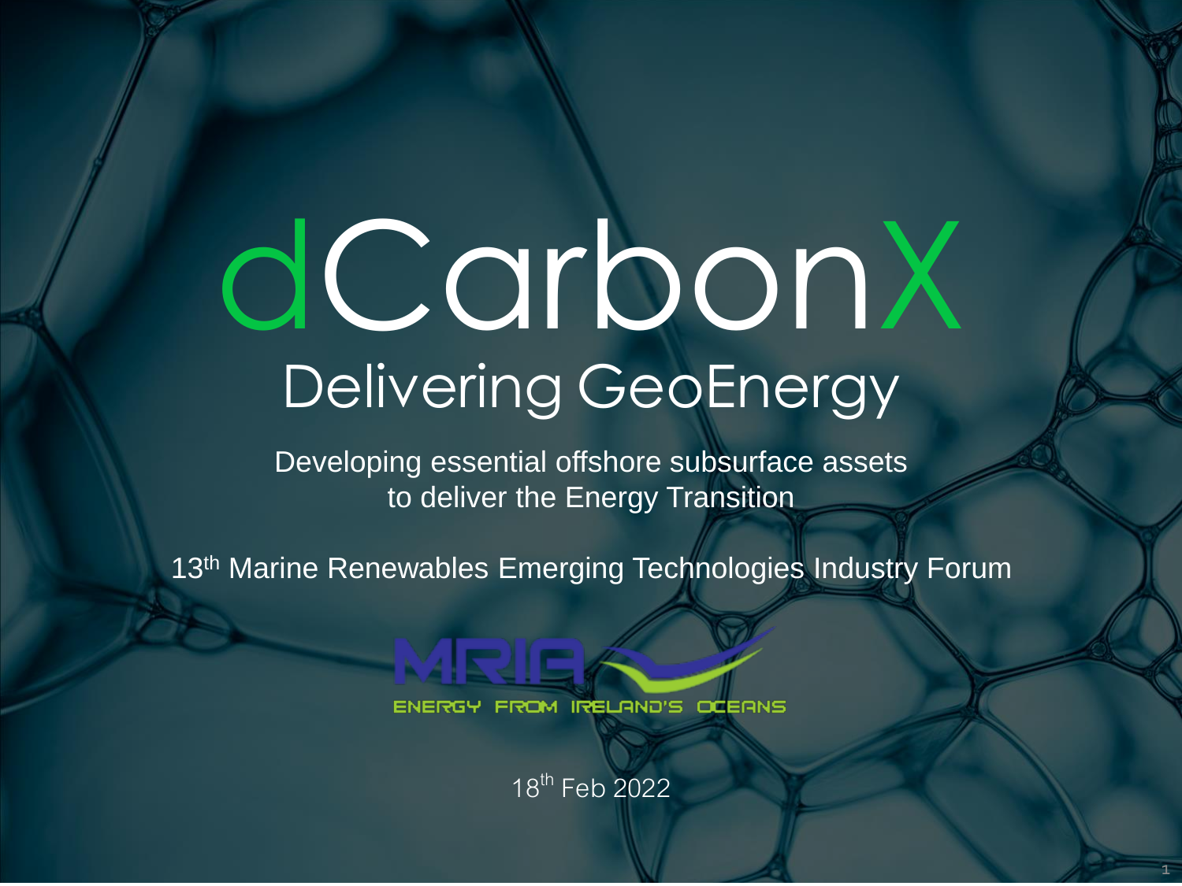# dCarbonX

## Delivering GeoEnergy

Developing essential offshore subsurface assets to deliver the Energy Transition

13th Marine Renewables Emerging Technologies Industry Forum

MRIA

ENERGY FROM IRELAND'S OCEANS

18th Feb 2022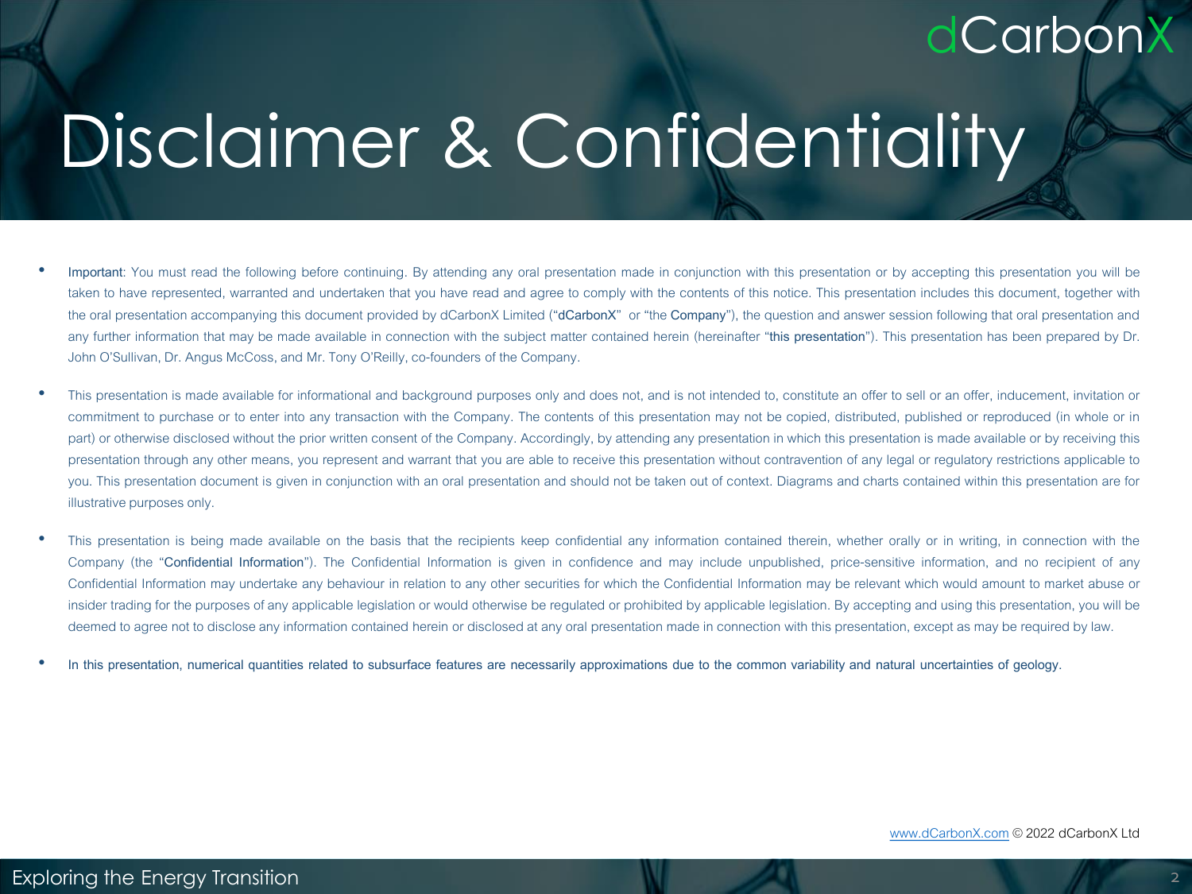# Disclaimer & Confidentiality

- Important: You must read the following before continuing. By attending any oral presentation made in conjunction with this presentation or by accepting this presentation you will be taken to have represented, warranted and undertaken that you have read and agree to comply with the contents of this notice. This presentation includes this document, together with the oral presentation accompanying this document provided by dCarbonX Limited ("dCarbonX" or "the Company"), the question and answer session following that oral presentation and any further information that may be made available in connection with the subject matter contained herein (hereinafter "this presentation"). This presentation has been prepared by Dr. John O'Sullivan, Dr. Angus McCoss, and Mr. Tony O'Reilly, co-founders of the Company.

- This presentation is made available for informational and background purposes only and does not, and is not intended to, constitute an offer to sell or an offer, inducement, invitation or commitment to purchase or to enter into any transaction with the Company. The contents of this presentation may not be copied, distributed, published or reproduced (in whole or in part) or otherwise disclosed without the prior written consent of the Company. Accordingly, by attending any presentation in which this presentation is made available or by receiving this presentation through any other means, you represent and warrant that you are able to receive this presentation without contravention of any legal or regulatory restrictions applicable to you. This presentation document is given in conjunction with an oral presentation and should not be taken out of context. Diagrams and charts contained within this presentation are for illustrative purposes only.

- This presentation is being made available on the basis that the recipients keep confidential any information contained therein, whether orally or in writing, in connection with the Company (the "Confidential Information"). The Confidential Information is given in confidence and may include unpublished, price-sensitive information, and no recipient of any Confidential Information may undertake any behaviour in relation to any other securities for which the Confidential Information may be relevant which would amount to market abuse or insider trading for the purposes of any applicable legislation or would otherwise be regulated or prohibited by applicable legislation. By accepting and using this presentation, you will be deemed to agree not to disclose any information contained herein or disclosed at any oral presentation made in connection with this presentation, except as may be required by law.

- In this presentation, numerical quantities related to subsurface features are necessarily approximations due to the common variability and natural uncertainties of geology.

www.dCarbonX.com © 2022 dCarbonX Ltd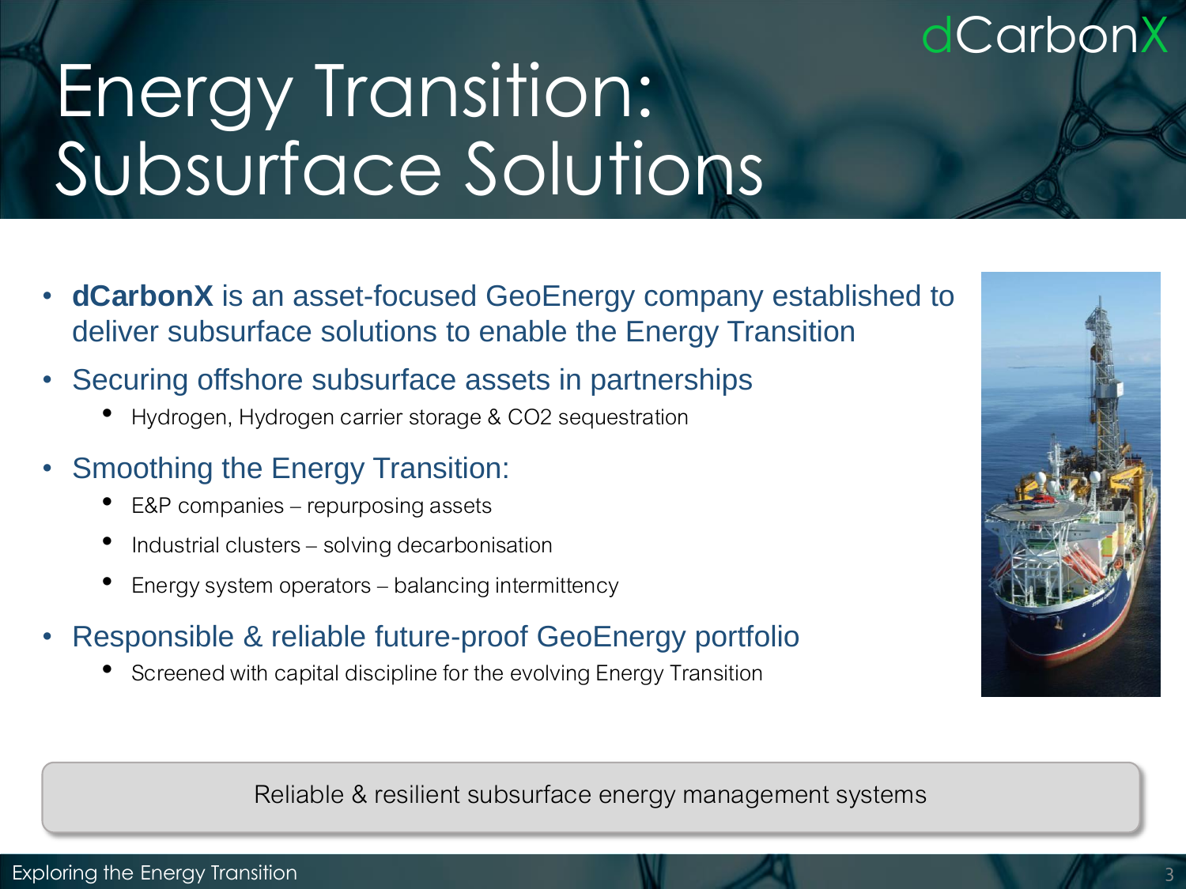# Energy Transition: Subsurface Solutions

dCarbonX

- **dCarbonX** is an asset-focused GeoEnergy company established to deliver subsurface solutions to enable the Energy Transition
- Securing offshore subsurface assets in partnerships
  - Hydrogen, Hydrogen carrier storage & $CO_2$ sequestration
- Smoothing the Energy Transition:
  - E&P companies – repurposing assets
  - Industrial clusters – solving decarbonisation
  - Energy system operators – balancing intermittency
- Responsible & reliable future-proof GeoEnergy portfolio
  - Screened with capital discipline for the evolving Energy Transition

Reliable & resilient subsurface energy management systems

Exploring the Energy Transition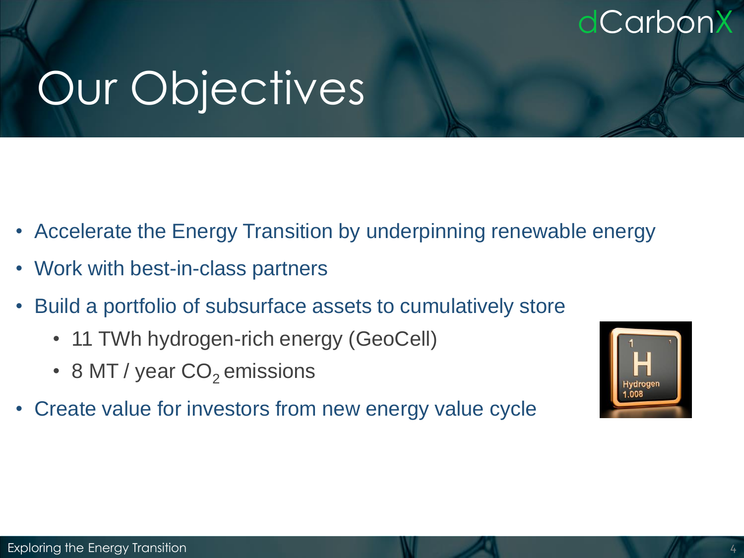# Our Objectives

- Accelerate the Energy Transition by underpinning renewable energy
- Work with best-in-class partners
- Build a portfolio of subsurface assets to cumulatively store
  - 11 TWh hydrogen-rich energy (GeoCell)
  - 8 MT / year $CO_2$ emissions
- Create value for investors from new energy value cycle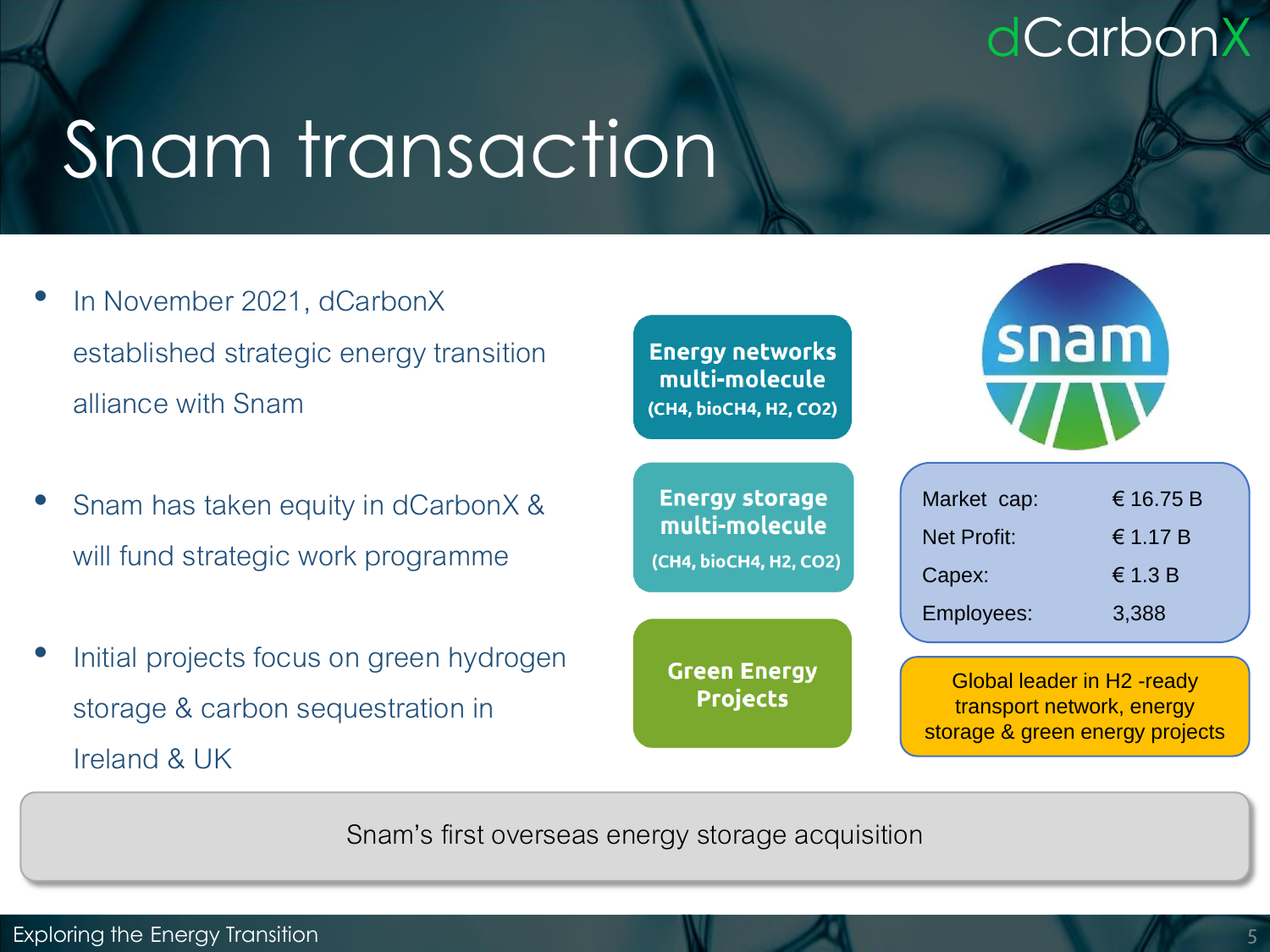# Snam transaction

- In November 2021, dCarbonX established strategic energy transition alliance with Snam
- Snam has taken equity in dCarbonX & will fund strategic work programme
- Initial projects focus on green hydrogen storage & carbon sequestration in Ireland & UK

**Energy networks multi-molecule**
**($CH_4$, bio$CH_4$, $H_2$, $CO_2$)**

**Energy storage multi-molecule**
**($CH_4$, bio$CH_4$, $H_2$, $CO_2$)**

**Green Energy Projects**

snam

| | |
|---|---|
| Market cap: | € 16.75 B |
| Net Profit: | € 1.17 B |
| Capex: | € 1.3 B |
| Employees: | 3,388 |

Global leader in H2 -ready transport network, energy storage & green energy projects

Snam's first overseas energy storage acquisition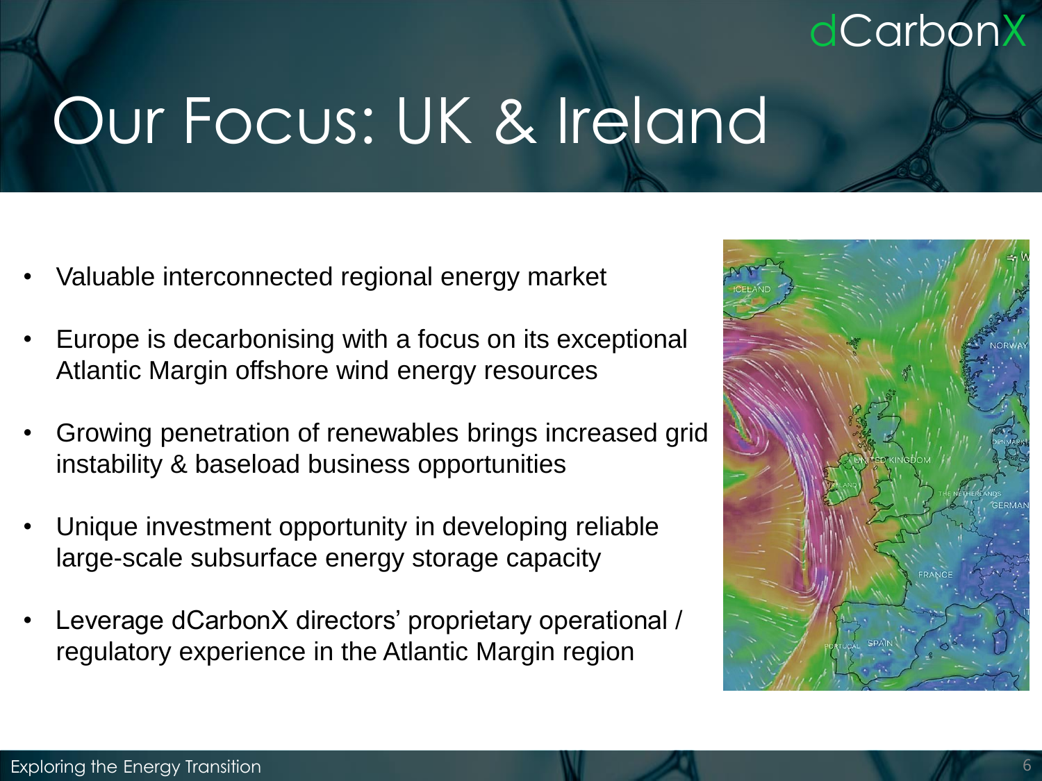# Our Focus: UK & Ireland

- Valuable interconnected regional energy market
- Europe is decarbonising with a focus on its exceptional Atlantic Margin offshore wind energy resources
- Growing penetration of renewables brings increased grid instability & baseload business opportunities
- Unique investment opportunity in developing reliable large-scale subsurface energy storage capacity
- Leverage dCarbonX directors' proprietary operational / regulatory experience in the Atlantic Margin region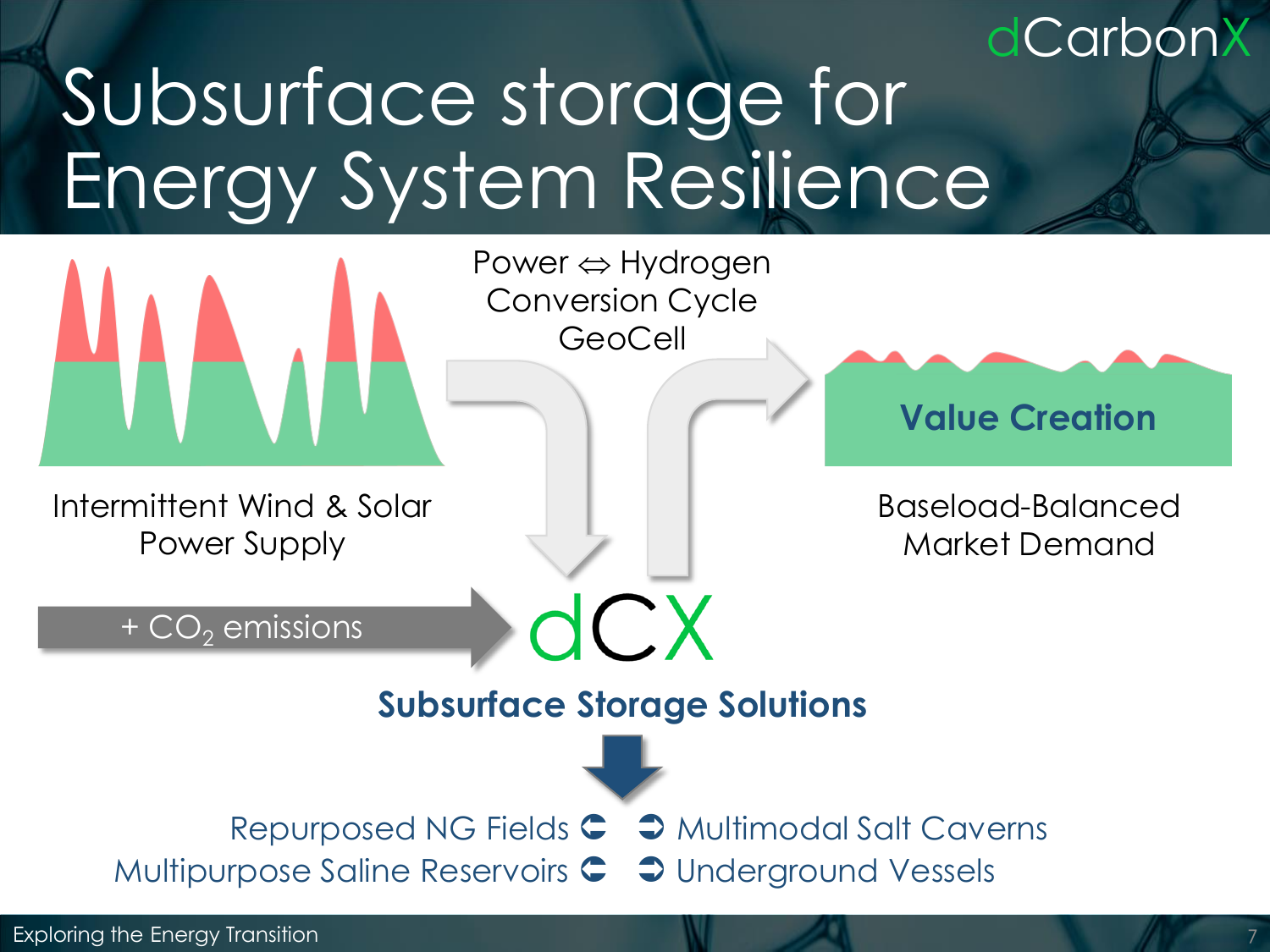# Subsurface storage for Energy System Resilience

dCarbonX

Power ⇔ Hydrogen Conversion Cycle GeoCell

Intermittent Wind & Solar Power Supply

**Value Creation**

Baseload-Balanced Market Demand

+ $CO_2$ emissions

dCX

**Subsurface Storage Solutions**

- Repurposed NG Fields
- Multipurpose Saline Reservoirs
- Multimodal Salt Caverns
- Underground Vessels

Exploring the Energy Transition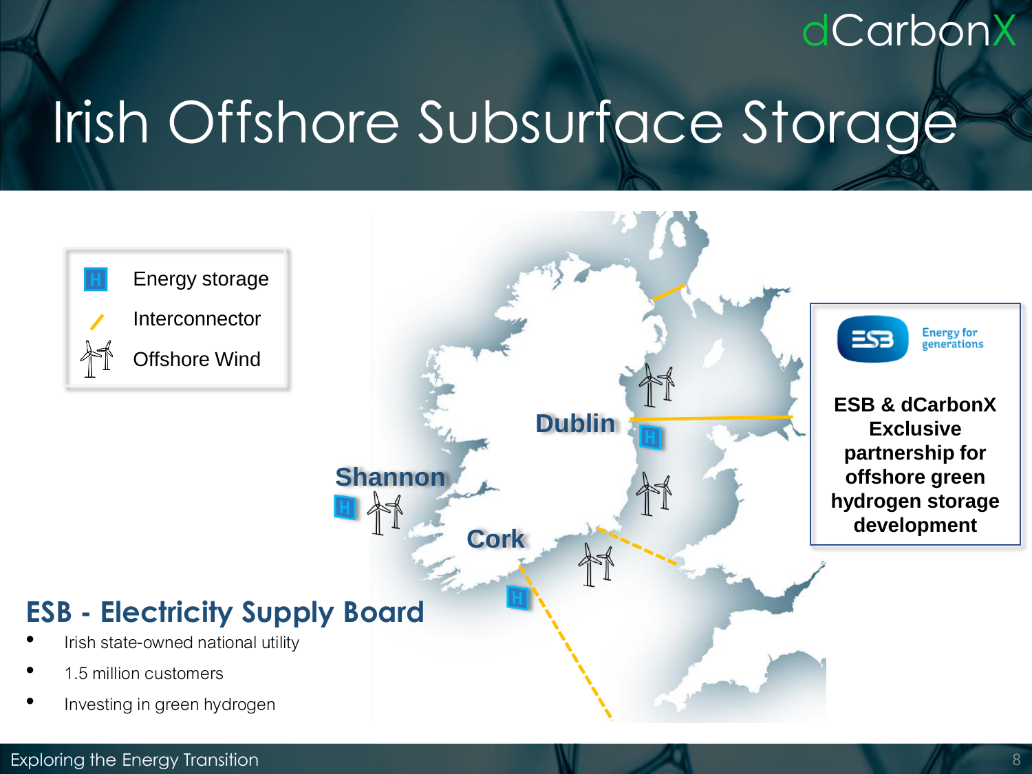# Irish Offshore Subsurface Storage

- Energy storage
- Interconnector
- Offshore Wind

Dublin

Shannon

Cork

Energy for generations

**ESB & dCarbonX Exclusive partnership for offshore green hydrogen storage development**

## ESB - Electricity Supply Board

- Irish state-owned national utility
- 1.5 million customers
- Investing in green hydrogen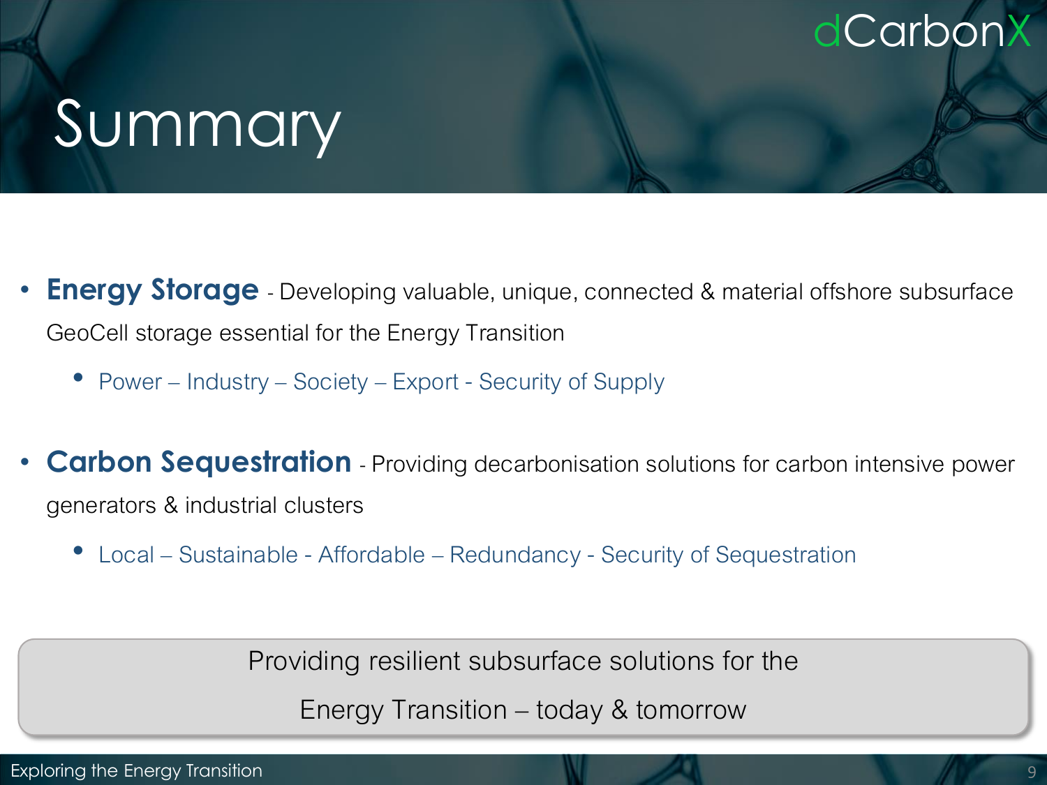dCarbonX

# Summary

- **Energy Storage** - Developing valuable, unique, connected & material offshore subsurface GeoCell storage essential for the Energy Transition
  - Power – Industry – Society – Export - Security of Supply
- **Carbon Sequestration** - Providing decarbonisation solutions for carbon intensive power generators & industrial clusters
  - Local – Sustainable - Affordable – Redundancy - Security of Sequestration

Providing resilient subsurface solutions for the Energy Transition – today & tomorrow